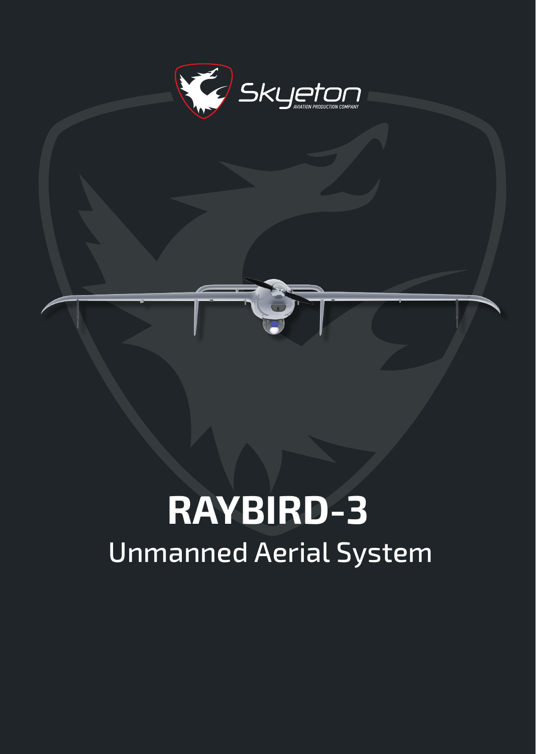Skyeton

AVIATION PRODUCTION COMPANY

# RAYBIRD-3

## Unmanned Aerial System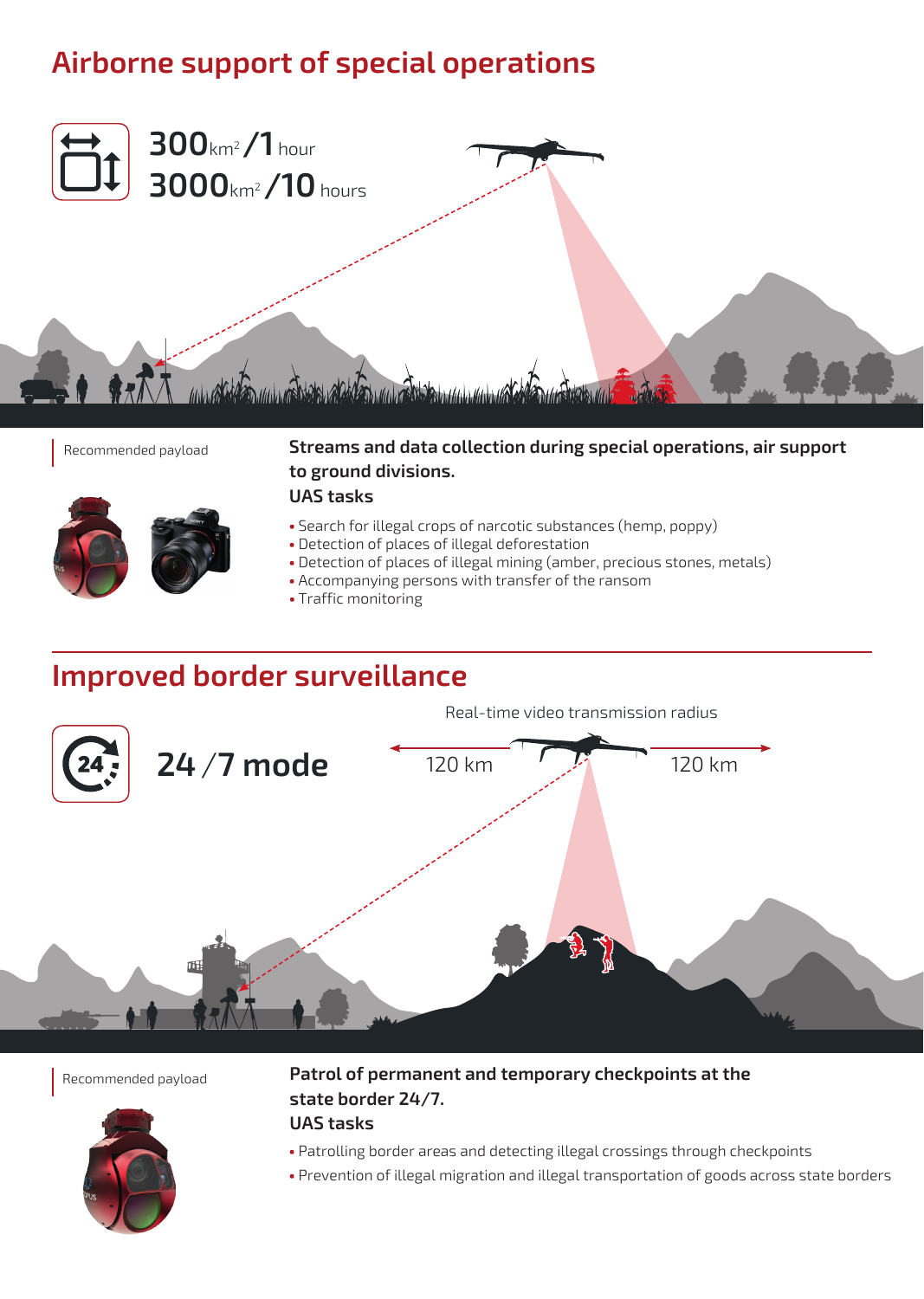## Airborne support of special operations

$300 km^2$ /1 hour
$3000 km^2$ /10 hours

Recommended payload

**Streams and data collection during special operations, air support to ground divisions.**

**UAS tasks**

- Search for illegal crops of narcotic substances (hemp, poppy)
- Detection of places of illegal deforestation
- Detection of places of illegal mining (amber, precious stones, metals)
- Accompanying persons with transfer of the ransom
- Traffic monitoring

## Improved border surveillance

24 /7 mode

Real-time video transmission radius

120 km 120 km

Recommended payload

**Patrol of permanent and temporary checkpoints at the state border 24/7.**

**UAS tasks**

- Patrolling border areas and detecting illegal crossings through checkpoints
- Prevention of illegal migration and illegal transportation of goods across state borders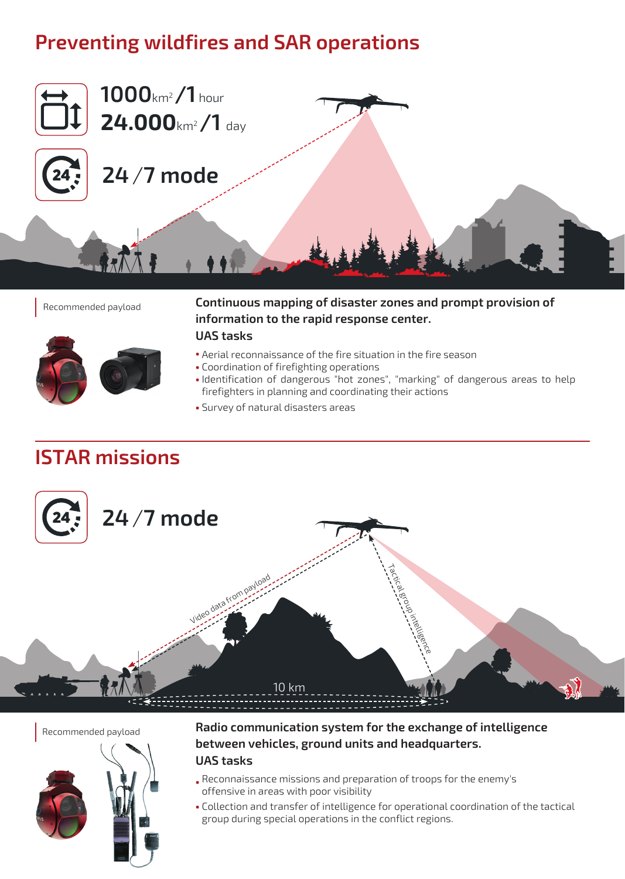## Preventing wildfires and SAR operations

**1000** km² **/1** hour
**24.000** km² **/1** day

**24 /7 mode**

Recommended payload

**Continuous mapping of disaster zones and prompt provision of information to the rapid response center.**

**UAS tasks**

- Aerial reconnaissance of the fire situation in the fire season
- Coordination of firefighting operations
- Identification of dangerous "hot zones", "marking" of dangerous areas to help firefighters in planning and coordinating their actions
- Survey of natural disasters areas

## ISTAR missions

**24 /7 mode**

Video data from payload

Tactical group intelligence

10 km

Recommended payload

**Radio communication system for the exchange of intelligence between vehicles, ground units and headquarters.**

**UAS tasks**

- Reconnaissance missions and preparation of troops for the enemy's offensive in areas with poor visibility
- Collection and transfer of intelligence for operational coordination of the tactical group during special operations in the conflict regions.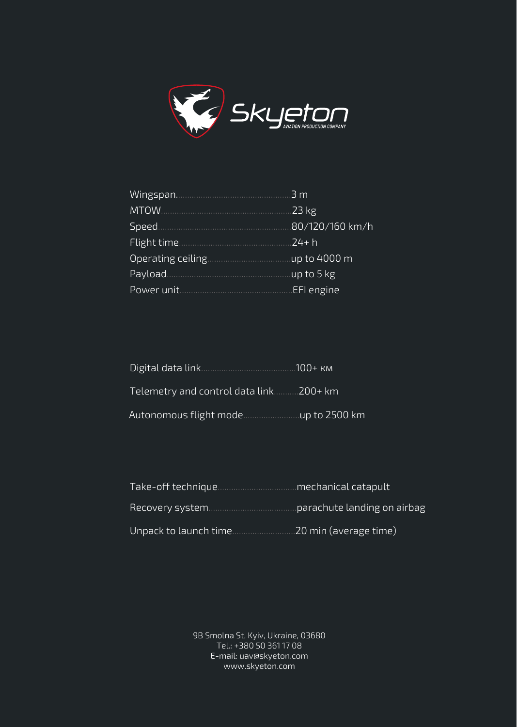Skyeton

AVIATION PRODUCTION COMPANY

| | |
|---|---|
| Wingspan | 3 m |
| MTOW | 23 kg |
| Speed | 80/120/160 km/h |
| Flight time | 24+ h |
| Operating ceiling | up to 4000 m |
| Payload | up to 5 kg |
| Power unit | EFI engine |

| | |
|---|---|
| Digital data link | 100+ км |
| Telemetry and control data link | 200+ km |
| Autonomous flight mode | up to 2500 km |

| | |
|---|---|
| Take-off technique | mechanical catapult |
| Recovery system | parachute landing on airbag |
| Unpack to launch time | 20 min (average time) |

9B Smolna St, Kyiv, Ukraine, 03680
Tel.: +380 50 361 17 08
E-mail: uav@skyeton.com
www.skyeton.com